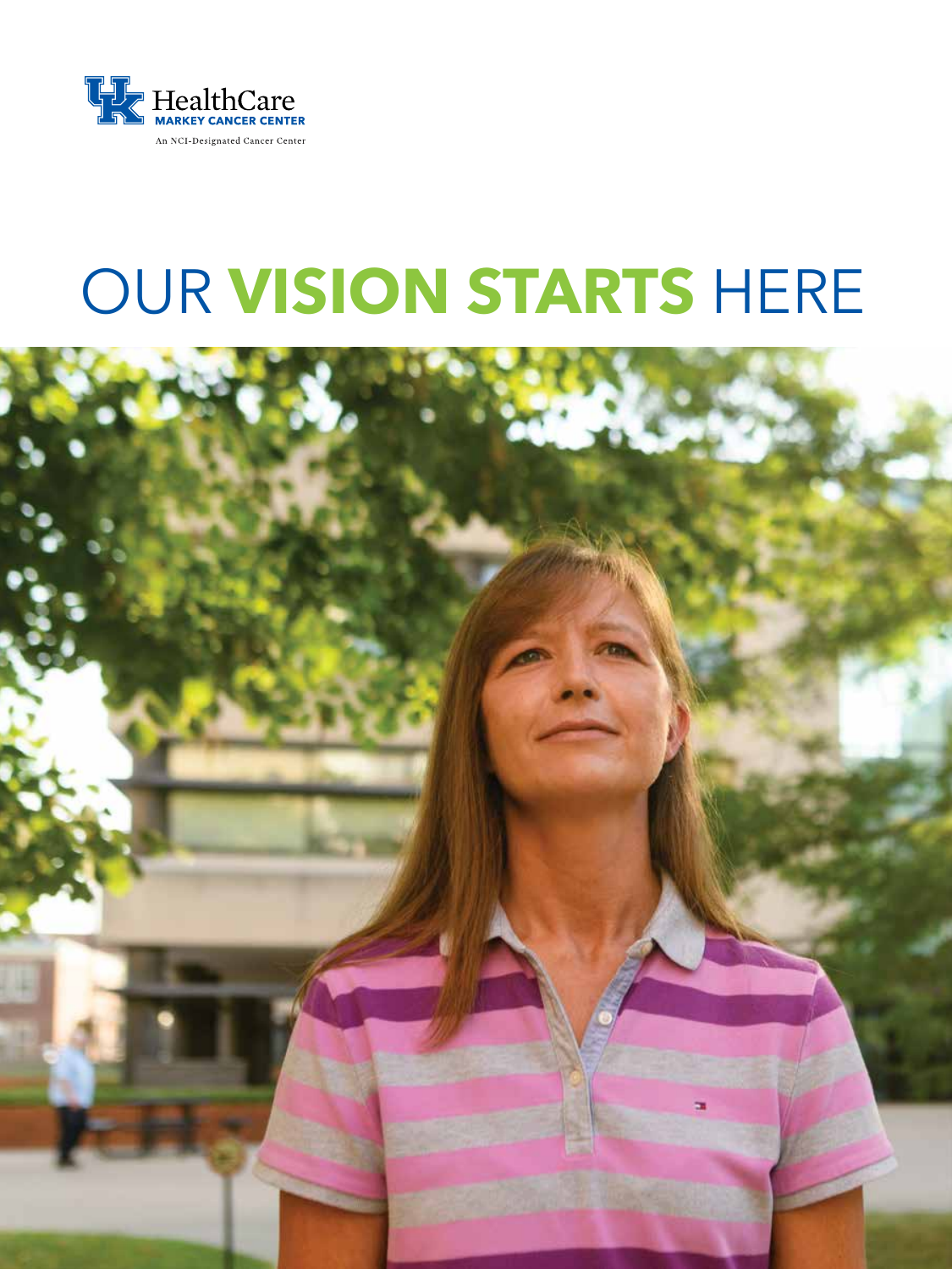HealthCare
MARKEY CANCER CENTER
An NCI-Designated Cancer Center

# OUR **VISION STARTS** HERE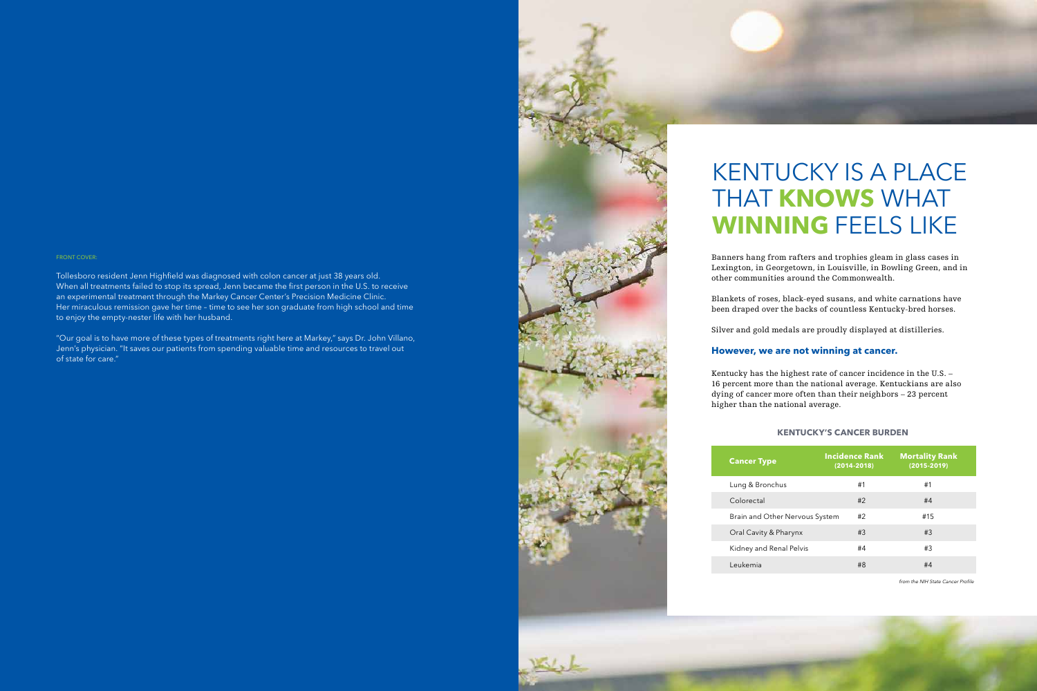FRONT COVER:

Tollesboro resident Jenn Highfield was diagnosed with colon cancer at just 38 years old. When all treatments failed to stop its spread, Jenn became the first person in the U.S. to receive an experimental treatment through the Markey Cancer Center's Precision Medicine Clinic. Her miraculous remission gave her time – time to see her son graduate from high school and time to enjoy the empty-nester life with her husband.

"Our goal is to have more of these types of treatments right here at Markey," says Dr. John Villano, Jenn's physician. "It saves our patients from spending valuable time and resources to travel out of state for care."

# KENTUCKY IS A PLACE THAT **KNOWS** WHAT **WINNING** FEELS LIKE

Banners hang from rafters and trophies gleam in glass cases in Lexington, in Georgetown, in Louisville, in Bowling Green, and in other communities around the Commonwealth.

Blankets of roses, black-eyed susans, and white carnations have been draped over the backs of countless Kentucky-bred horses.

Silver and gold medals are proudly displayed at distilleries.

## However, we are not winning at cancer.

Kentucky has the highest rate of cancer incidence in the U.S. – 16 percent more than the national average. Kentuckians are also dying of cancer more often than their neighbors – 23 percent higher than the national average.

### KENTUCKY'S CANCER BURDEN

| Cancer Type | Incidence Rank (2014-2018) | Mortality Rank (2015-2019) |
|---|---|---|
| Lung & Bronchus | #1 | #1 |
| Colorectal | #2 | #4 |
| Brain and Other Nervous System | #2 | #15 |
| Oral Cavity & Pharynx | #3 | #3 |
| Kidney and Renal Pelvis | #4 | #3 |
| Leukemia | #8 | #4 |

*from the NIH State Cancer Profile*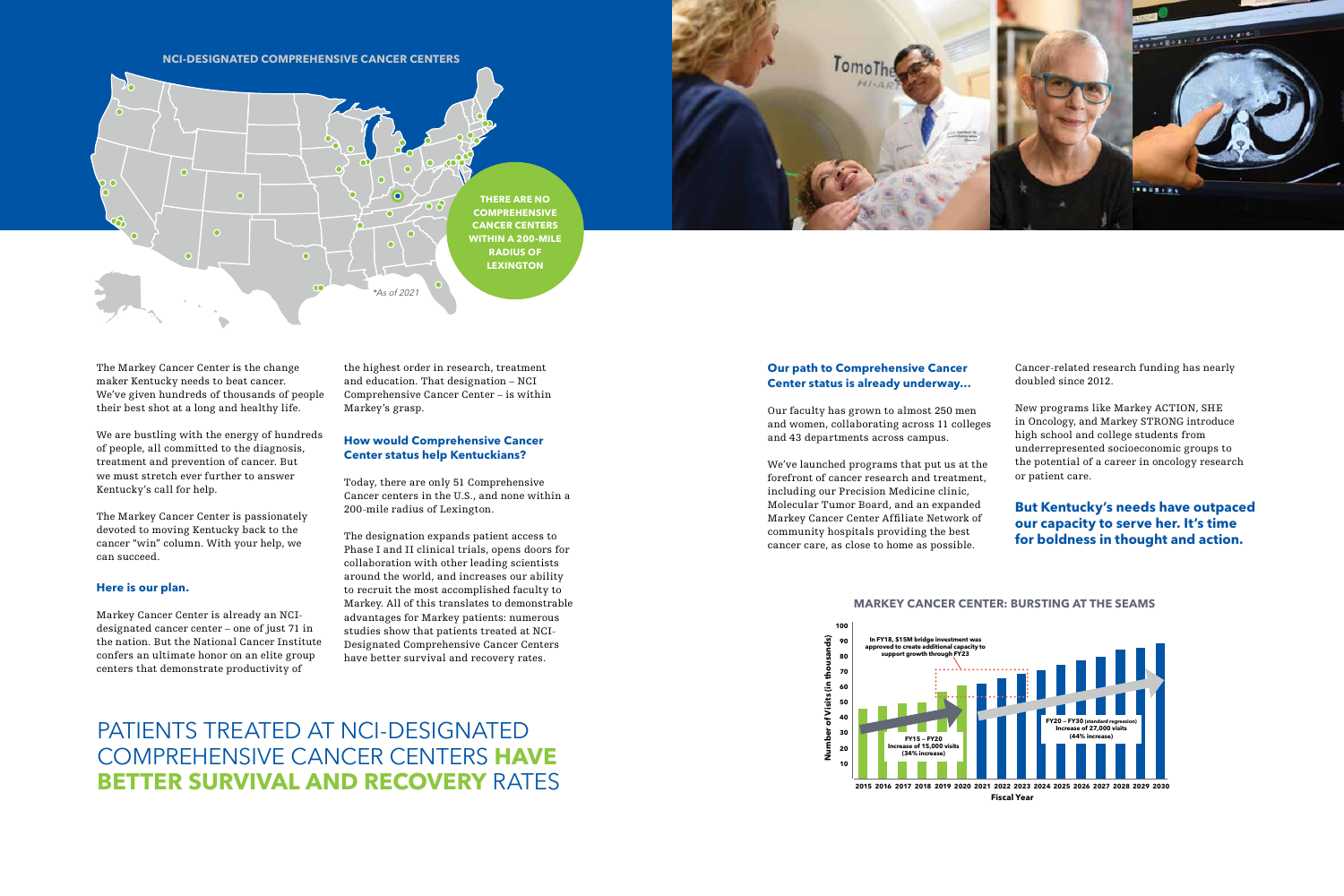**NCI-DESIGNATED COMPREHENSIVE CANCER CENTERS**

THERE ARE NO COMPREHENSIVE CANCER CENTERS WITHIN A 200-MILE RADIUS OF LEXINGTON

*As of 2021

The Markey Cancer Center is the change maker Kentucky needs to beat cancer. We've given hundreds of thousands of people their best shot at a long and healthy life.

We are bustling with the energy of hundreds of people, all committed to the diagnosis, treatment and prevention of cancer. But we must stretch ever further to answer Kentucky's call for help.

The Markey Cancer Center is passionately devoted to moving Kentucky back to the cancer "win" column. With your help, we can succeed.

### Here is our plan.

Markey Cancer Center is already an NCI-designated cancer center – one of just 71 in the nation. But the National Cancer Institute confers an ultimate honor on an elite group centers that demonstrate productivity of the highest order in research, treatment and education. That designation – NCI Comprehensive Cancer Center – is within Markey's grasp.

### How would Comprehensive Cancer Center status help Kentuckians?

Today, there are only 51 Comprehensive Cancer centers in the U.S., and none within a 200-mile radius of Lexington.

The designation expands patient access to Phase I and II clinical trials, opens doors for collaboration with other leading scientists around the world, and increases our ability to recruit the most accomplished faculty to Markey. All of this translates to demonstrable advantages for Markey patients: numerous studies show that patients treated at NCI-Designated Comprehensive Cancer Centers have better survival and recovery rates.

## PATIENTS TREATED AT NCI-DESIGNATED COMPREHENSIVE CANCER CENTERS **HAVE BETTER SURVIVAL AND RECOVERY** RATES

### Our path to Comprehensive Cancer Center status is already underway…

Our faculty has grown to almost 250 men and women, collaborating across 11 colleges and 43 departments across campus.

We've launched programs that put us at the forefront of cancer research and treatment, including our Precision Medicine clinic, Molecular Tumor Board, and an expanded Markey Cancer Center Affiliate Network of community hospitals providing the best cancer care, as close to home as possible.

Cancer-related research funding has nearly doubled since 2012.

New programs like Markey ACTION, SHE in Oncology, and Markey STRONG introduce high school and college students from underrepresented socioeconomic groups to the potential of a career in oncology research or patient care.

### But Kentucky's needs have outpaced our capacity to serve her. It's time for boldness in thought and action.

**MARKEY CANCER CENTER: BURSTING AT THE SEAMS**

In FY18, $15M bridge investment was approved to create additional capacity to support growth through FY23

FY15 – FY20 Increase of 15,000 visits (34% increase)

FY20 – FY30 (standard regression) Increase of 27,000 visits (44% increase)

Number of Visits (in thousands): 10, 20, 30, 40, 50, 60, 70, 80, 90, 100

Fiscal Year: 2015 2016 2017 2018 2019 2020 2021 2022 2023 2024 2025 2026 2027 2028 2029 2030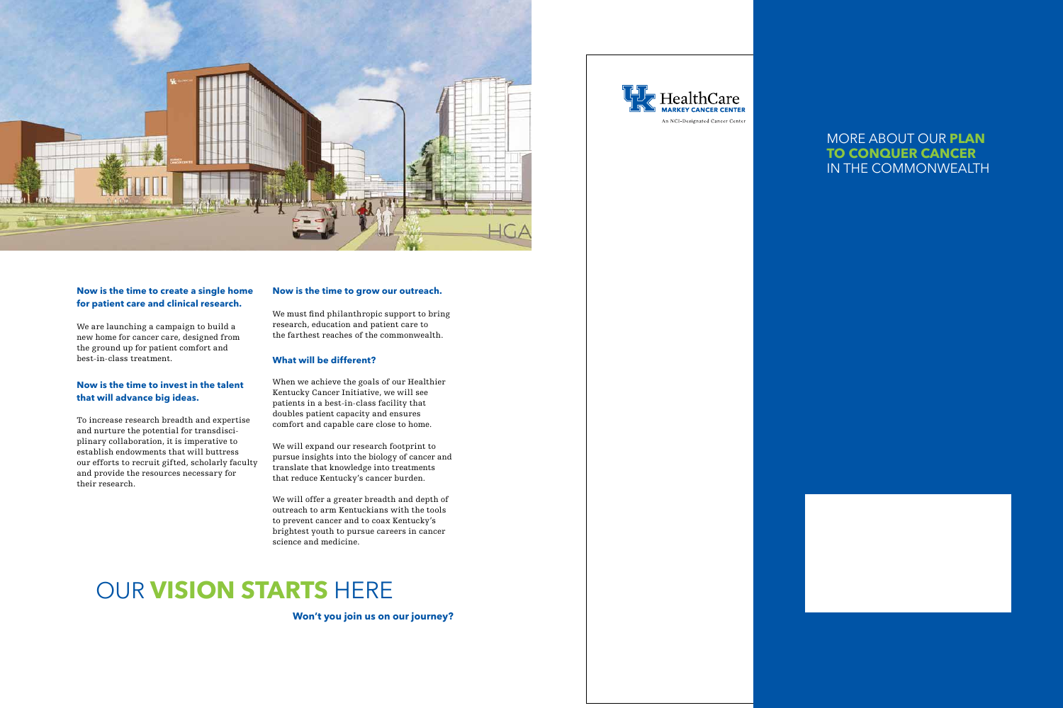**Now is the time to create a single home for patient care and clinical research.**

We are launching a campaign to build a new home for cancer care, designed from the ground up for patient comfort and best-in-class treatment.

**Now is the time to invest in the talent that will advance big ideas.**

To increase research breadth and expertise and nurture the potential for transdisciplinary collaboration, it is imperative to establish endowments that will buttress our efforts to recruit gifted, scholarly faculty and provide the resources necessary for their research.

**Now is the time to grow our outreach.**

We must find philanthropic support to bring research, education and patient care to the farthest reaches of the commonwealth.

**What will be different?**

When we achieve the goals of our Healthier Kentucky Cancer Initiative, we will see patients in a best-in-class facility that doubles patient capacity and ensures comfort and capable care close to home.

We will expand our research footprint to pursue insights into the biology of cancer and translate that knowledge into treatments that reduce Kentucky's cancer burden.

We will offer a greater breadth and depth of outreach to arm Kentuckians with the tools to prevent cancer and to coax Kentucky's brightest youth to pursue careers in cancer science and medicine.

# OUR **VISION STARTS** HERE

**Won't you join us on our journey?**

UK HealthCare
MARKEY CANCER CENTER
An NCI-Designated Cancer Center

## MORE ABOUT OUR **PLAN TO CONQUER CANCER** IN THE COMMONWEALTH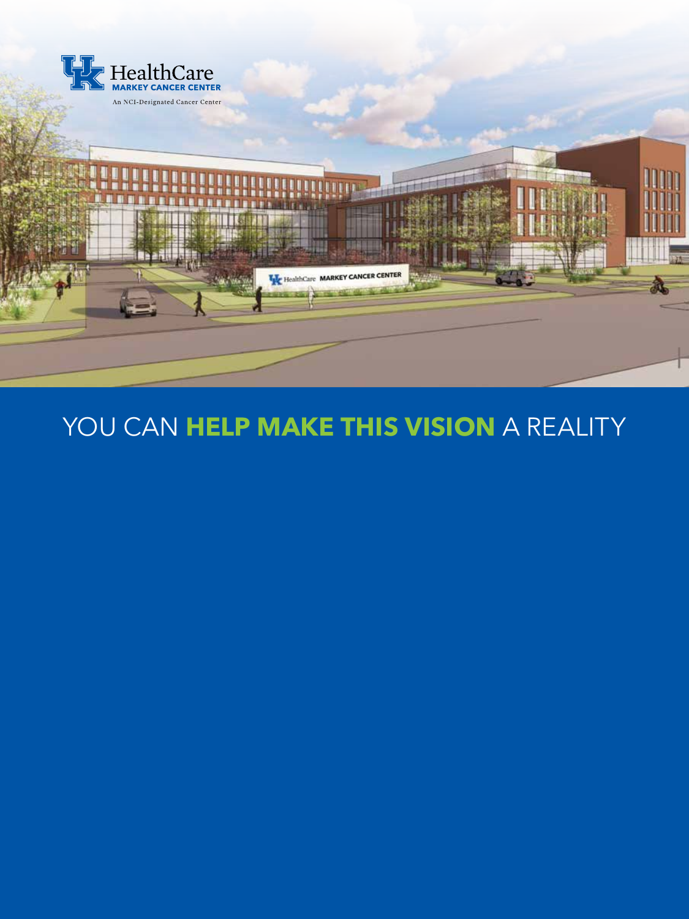HealthCare
MARKEY CANCER CENTER
An NCI-Designated Cancer Center

# YOU CAN **HELP MAKE THIS VISION** A REALITY